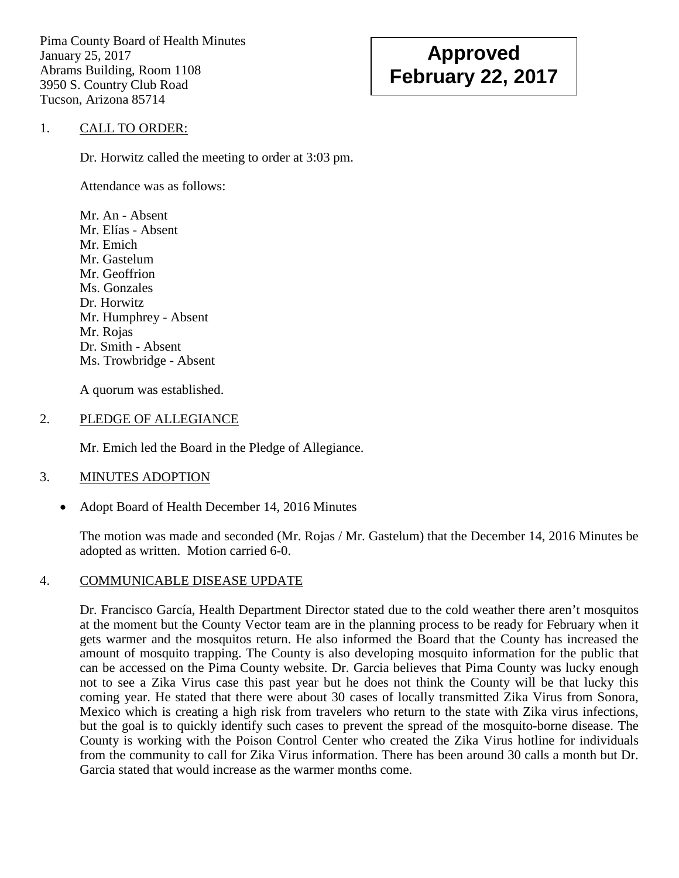Pima County Board of Health Minutes
January 25, 2017
Abrams Building, Room 1108
3950 S. Country Club Road
Tucson, Arizona 85714

**Approved**
**February 22, 2017**

1. CALL TO ORDER:

Dr. Horwitz called the meeting to order at 3:03 pm.

Attendance was as follows:

Mr. An - Absent
Mr. Elías - Absent
Mr. Emich
Mr. Gastelum
Mr. Geoffrion
Ms. Gonzales
Dr. Horwitz
Mr. Humphrey - Absent
Mr. Rojas
Dr. Smith - Absent
Ms. Trowbridge - Absent

A quorum was established.

2. PLEDGE OF ALLEGIANCE

Mr. Emich led the Board in the Pledge of Allegiance.

3. MINUTES ADOPTION

- Adopt Board of Health December 14, 2016 Minutes

The motion was made and seconded (Mr. Rojas / Mr. Gastelum) that the December 14, 2016 Minutes be adopted as written. Motion carried 6-0.

4. COMMUNICABLE DISEASE UPDATE

Dr. Francisco García, Health Department Director stated due to the cold weather there aren't mosquitos at the moment but the County Vector team are in the planning process to be ready for February when it gets warmer and the mosquitos return. He also informed the Board that the County has increased the amount of mosquito trapping. The County is also developing mosquito information for the public that can be accessed on the Pima County website. Dr. Garcia believes that Pima County was lucky enough not to see a Zika Virus case this past year but he does not think the County will be that lucky this coming year. He stated that there were about 30 cases of locally transmitted Zika Virus from Sonora, Mexico which is creating a high risk from travelers who return to the state with Zika virus infections, but the goal is to quickly identify such cases to prevent the spread of the mosquito-borne disease. The County is working with the Poison Control Center who created the Zika Virus hotline for individuals from the community to call for Zika Virus information. There has been around 30 calls a month but Dr. Garcia stated that would increase as the warmer months come.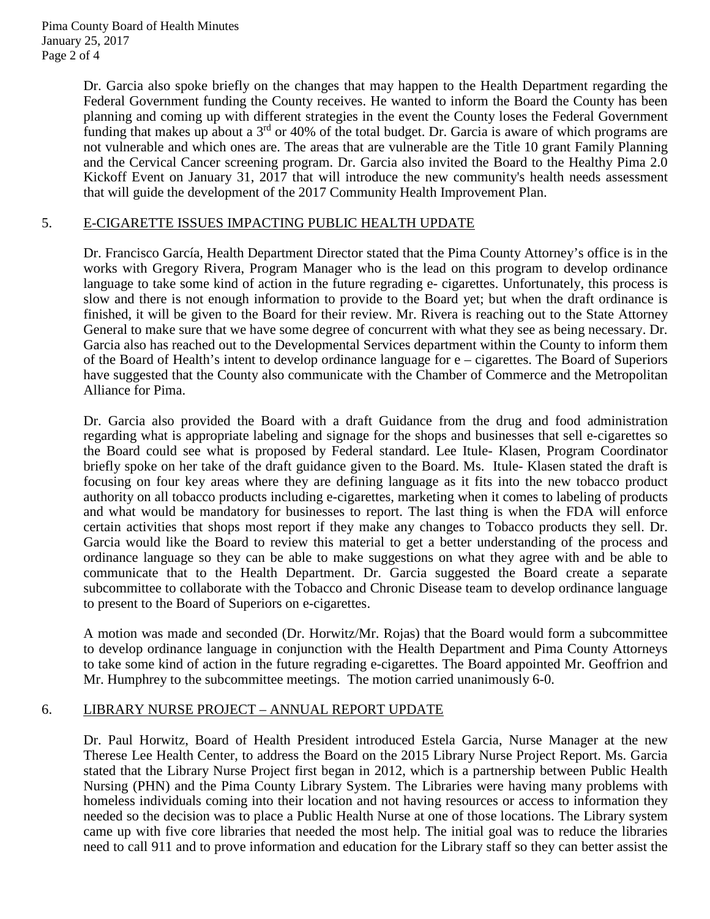Dr. Garcia also spoke briefly on the changes that may happen to the Health Department regarding the Federal Government funding the County receives. He wanted to inform the Board the County has been planning and coming up with different strategies in the event the County loses the Federal Government funding that makes up about a 3rd or 40% of the total budget. Dr. Garcia is aware of which programs are not vulnerable and which ones are. The areas that are vulnerable are the Title 10 grant Family Planning and the Cervical Cancer screening program. Dr. Garcia also invited the Board to the Healthy Pima 2.0 Kickoff Event on January 31, 2017 that will introduce the new community's health needs assessment that will guide the development of the 2017 Community Health Improvement Plan.

## 5. E-CIGARETTE ISSUES IMPACTING PUBLIC HEALTH UPDATE

Dr. Francisco García, Health Department Director stated that the Pima County Attorney's office is in the works with Gregory Rivera, Program Manager who is the lead on this program to develop ordinance language to take some kind of action in the future regrading e- cigarettes. Unfortunately, this process is slow and there is not enough information to provide to the Board yet; but when the draft ordinance is finished, it will be given to the Board for their review. Mr. Rivera is reaching out to the State Attorney General to make sure that we have some degree of concurrent with what they see as being necessary. Dr. Garcia also has reached out to the Developmental Services department within the County to inform them of the Board of Health's intent to develop ordinance language for e – cigarettes. The Board of Superiors have suggested that the County also communicate with the Chamber of Commerce and the Metropolitan Alliance for Pima.

Dr. Garcia also provided the Board with a draft Guidance from the drug and food administration regarding what is appropriate labeling and signage for the shops and businesses that sell e-cigarettes so the Board could see what is proposed by Federal standard. Lee Itule- Klasen, Program Coordinator briefly spoke on her take of the draft guidance given to the Board. Ms. Itule- Klasen stated the draft is focusing on four key areas where they are defining language as it fits into the new tobacco product authority on all tobacco products including e-cigarettes, marketing when it comes to labeling of products and what would be mandatory for businesses to report. The last thing is when the FDA will enforce certain activities that shops most report if they make any changes to Tobacco products they sell. Dr. Garcia would like the Board to review this material to get a better understanding of the process and ordinance language so they can be able to make suggestions on what they agree with and be able to communicate that to the Health Department. Dr. Garcia suggested the Board create a separate subcommittee to collaborate with the Tobacco and Chronic Disease team to develop ordinance language to present to the Board of Superiors on e-cigarettes.

A motion was made and seconded (Dr. Horwitz/Mr. Rojas) that the Board would form a subcommittee to develop ordinance language in conjunction with the Health Department and Pima County Attorneys to take some kind of action in the future regrading e-cigarettes. The Board appointed Mr. Geoffrion and Mr. Humphrey to the subcommittee meetings. The motion carried unanimously 6-0.

## 6. LIBRARY NURSE PROJECT – ANNUAL REPORT UPDATE

Dr. Paul Horwitz, Board of Health President introduced Estela Garcia, Nurse Manager at the new Therese Lee Health Center, to address the Board on the 2015 Library Nurse Project Report. Ms. Garcia stated that the Library Nurse Project first began in 2012, which is a partnership between Public Health Nursing (PHN) and the Pima County Library System. The Libraries were having many problems with homeless individuals coming into their location and not having resources or access to information they needed so the decision was to place a Public Health Nurse at one of those locations. The Library system came up with five core libraries that needed the most help. The initial goal was to reduce the libraries need to call 911 and to prove information and education for the Library staff so they can better assist the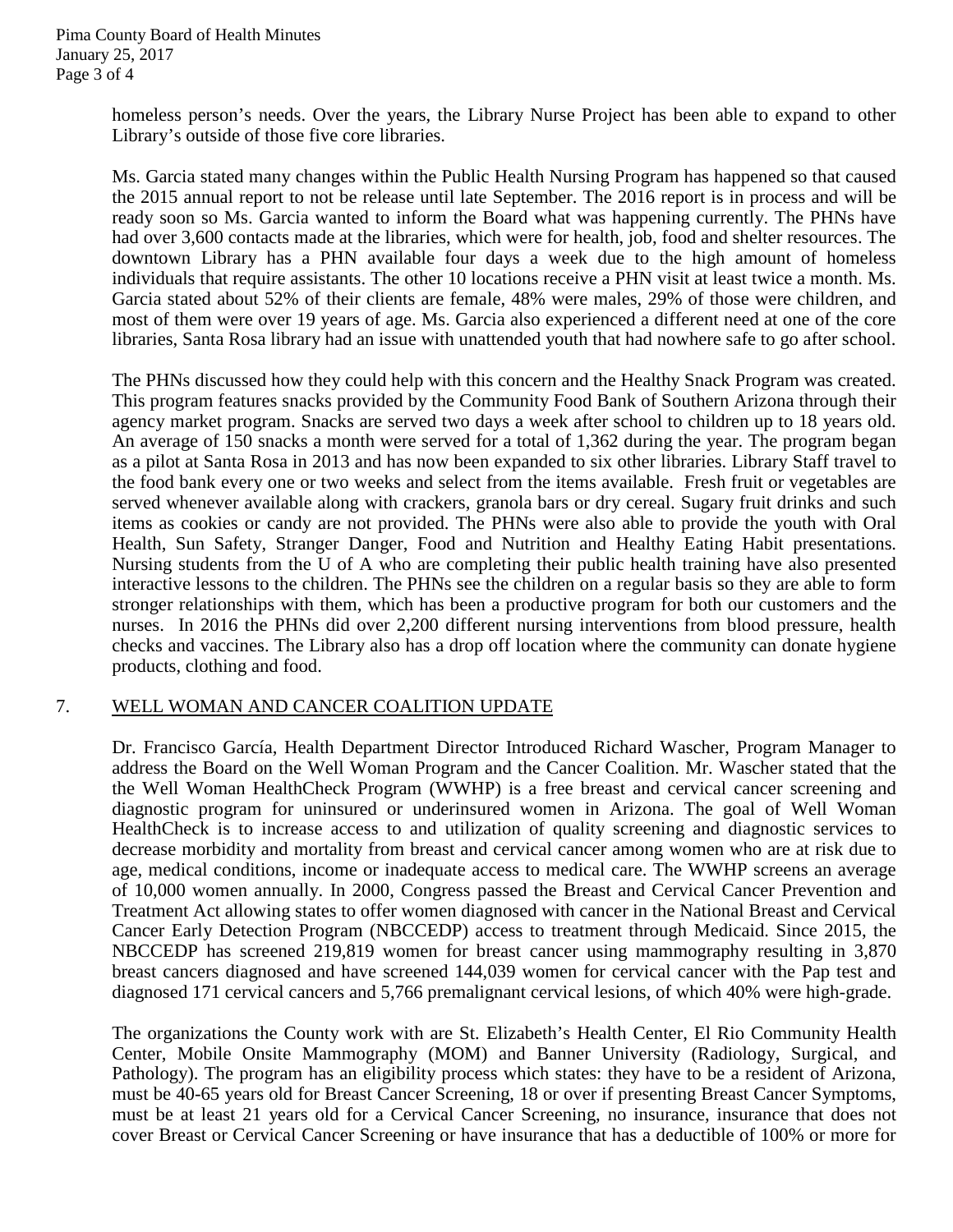homeless person's needs. Over the years, the Library Nurse Project has been able to expand to other Library's outside of those five core libraries.

Ms. Garcia stated many changes within the Public Health Nursing Program has happened so that caused the 2015 annual report to not be release until late September. The 2016 report is in process and will be ready soon so Ms. Garcia wanted to inform the Board what was happening currently. The PHNs have had over 3,600 contacts made at the libraries, which were for health, job, food and shelter resources. The downtown Library has a PHN available four days a week due to the high amount of homeless individuals that require assistants. The other 10 locations receive a PHN visit at least twice a month. Ms. Garcia stated about 52% of their clients are female, 48% were males, 29% of those were children, and most of them were over 19 years of age. Ms. Garcia also experienced a different need at one of the core libraries, Santa Rosa library had an issue with unattended youth that had nowhere safe to go after school.

The PHNs discussed how they could help with this concern and the Healthy Snack Program was created. This program features snacks provided by the Community Food Bank of Southern Arizona through their agency market program. Snacks are served two days a week after school to children up to 18 years old. An average of 150 snacks a month were served for a total of 1,362 during the year. The program began as a pilot at Santa Rosa in 2013 and has now been expanded to six other libraries. Library Staff travel to the food bank every one or two weeks and select from the items available. Fresh fruit or vegetables are served whenever available along with crackers, granola bars or dry cereal. Sugary fruit drinks and such items as cookies or candy are not provided. The PHNs were also able to provide the youth with Oral Health, Sun Safety, Stranger Danger, Food and Nutrition and Healthy Eating Habit presentations. Nursing students from the U of A who are completing their public health training have also presented interactive lessons to the children. The PHNs see the children on a regular basis so they are able to form stronger relationships with them, which has been a productive program for both our customers and the nurses. In 2016 the PHNs did over 2,200 different nursing interventions from blood pressure, health checks and vaccines. The Library also has a drop off location where the community can donate hygiene products, clothing and food.

7. <u>WELL WOMAN AND CANCER COALITION UPDATE</u>

Dr. Francisco García, Health Department Director Introduced Richard Wascher, Program Manager to address the Board on the Well Woman Program and the Cancer Coalition. Mr. Wascher stated that the the Well Woman HealthCheck Program (WWHP) is a free breast and cervical cancer screening and diagnostic program for uninsured or underinsured women in Arizona. The goal of Well Woman HealthCheck is to increase access to and utilization of quality screening and diagnostic services to decrease morbidity and mortality from breast and cervical cancer among women who are at risk due to age, medical conditions, income or inadequate access to medical care. The WWHP screens an average of 10,000 women annually. In 2000, Congress passed the Breast and Cervical Cancer Prevention and Treatment Act allowing states to offer women diagnosed with cancer in the National Breast and Cervical Cancer Early Detection Program (NBCCEDP) access to treatment through Medicaid. Since 2015, the NBCCEDP has screened 219,819 women for breast cancer using mammography resulting in 3,870 breast cancers diagnosed and have screened 144,039 women for cervical cancer with the Pap test and diagnosed 171 cervical cancers and 5,766 premalignant cervical lesions, of which 40% were high-grade.

The organizations the County work with are St. Elizabeth's Health Center, El Rio Community Health Center, Mobile Onsite Mammography (MOM) and Banner University (Radiology, Surgical, and Pathology). The program has an eligibility process which states: they have to be a resident of Arizona, must be 40-65 years old for Breast Cancer Screening, 18 or over if presenting Breast Cancer Symptoms, must be at least 21 years old for a Cervical Cancer Screening, no insurance, insurance that does not cover Breast or Cervical Cancer Screening or have insurance that has a deductible of 100% or more for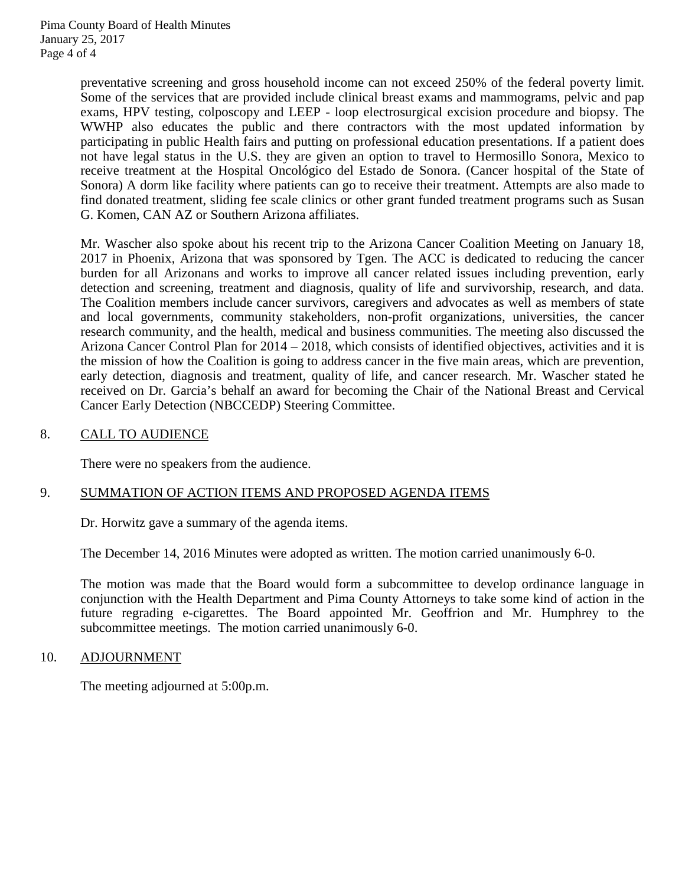preventative screening and gross household income can not exceed 250% of the federal poverty limit. Some of the services that are provided include clinical breast exams and mammograms, pelvic and pap exams, HPV testing, colposcopy and LEEP - loop electrosurgical excision procedure and biopsy. The WWHP also educates the public and there contractors with the most updated information by participating in public Health fairs and putting on professional education presentations. If a patient does not have legal status in the U.S. they are given an option to travel to Hermosillo Sonora, Mexico to receive treatment at the Hospital Oncológico del Estado de Sonora. (Cancer hospital of the State of Sonora) A dorm like facility where patients can go to receive their treatment. Attempts are also made to find donated treatment, sliding fee scale clinics or other grant funded treatment programs such as Susan G. Komen, CAN AZ or Southern Arizona affiliates.

Mr. Wascher also spoke about his recent trip to the Arizona Cancer Coalition Meeting on January 18, 2017 in Phoenix, Arizona that was sponsored by Tgen. The ACC is dedicated to reducing the cancer burden for all Arizonans and works to improve all cancer related issues including prevention, early detection and screening, treatment and diagnosis, quality of life and survivorship, research, and data. The Coalition members include cancer survivors, caregivers and advocates as well as members of state and local governments, community stakeholders, non-profit organizations, universities, the cancer research community, and the health, medical and business communities. The meeting also discussed the Arizona Cancer Control Plan for 2014 – 2018, which consists of identified objectives, activities and it is the mission of how the Coalition is going to address cancer in the five main areas, which are prevention, early detection, diagnosis and treatment, quality of life, and cancer research. Mr. Wascher stated he received on Dr. Garcia's behalf an award for becoming the Chair of the National Breast and Cervical Cancer Early Detection (NBCCEDP) Steering Committee.

## 8. CALL TO AUDIENCE

There were no speakers from the audience.

## 9. SUMMATION OF ACTION ITEMS AND PROPOSED AGENDA ITEMS

Dr. Horwitz gave a summary of the agenda items.

The December 14, 2016 Minutes were adopted as written. The motion carried unanimously 6-0.

The motion was made that the Board would form a subcommittee to develop ordinance language in conjunction with the Health Department and Pima County Attorneys to take some kind of action in the future regrading e-cigarettes. The Board appointed Mr. Geoffrion and Mr. Humphrey to the subcommittee meetings. The motion carried unanimously 6-0.

## 10. ADJOURNMENT

The meeting adjourned at 5:00p.m.